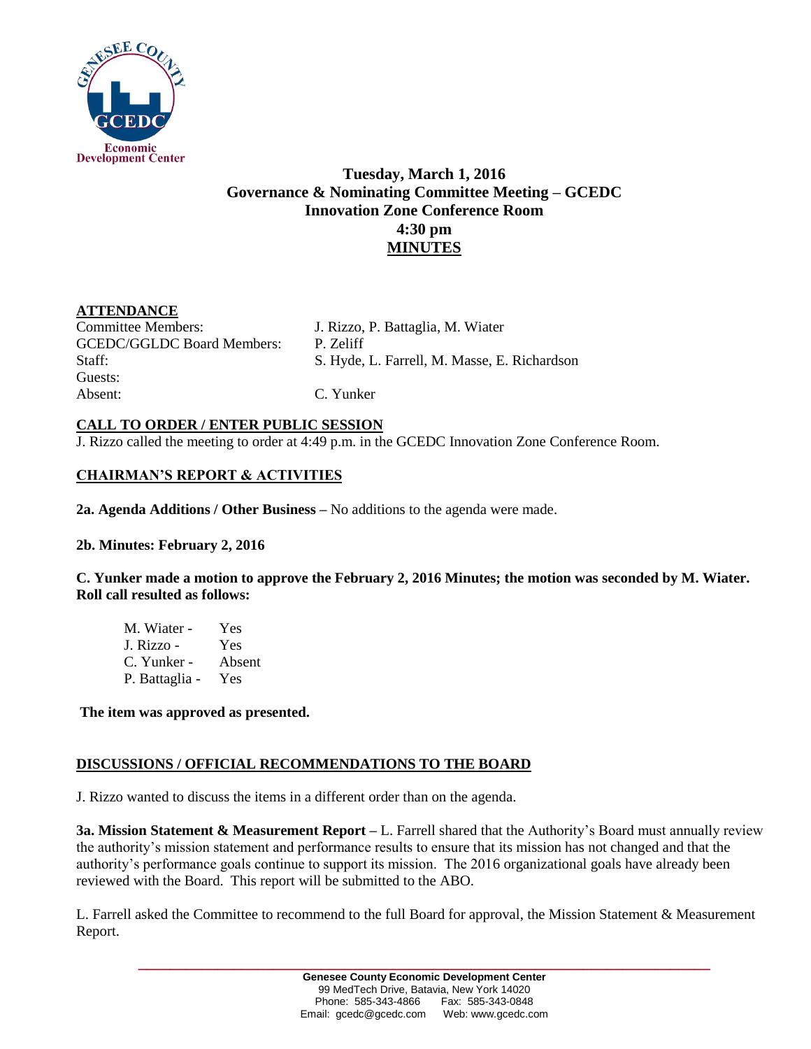# Tuesday, March 1, 2016
## Governance & Nominating Committee Meeting – GCEDC
## Innovation Zone Conference Room
## 4:30 pm
## MINUTES

**ATTENDANCE**

| | |
|---|---|
| Committee Members: | J. Rizzo, P. Battaglia, M. Wiater |
| GCEDC/GGLDC Board Members: | P. Zeliff |
| Staff: | S. Hyde, L. Farrell, M. Masse, E. Richardson |
| Guests: | |
| Absent: | C. Yunker |

**CALL TO ORDER / ENTER PUBLIC SESSION**

J. Rizzo called the meeting to order at 4:49 p.m. in the GCEDC Innovation Zone Conference Room.

**CHAIRMAN'S REPORT & ACTIVITIES**

**2a. Agenda Additions / Other Business –** No additions to the agenda were made.

**2b. Minutes: February 2, 2016**

**C. Yunker made a motion to approve the February 2, 2016 Minutes; the motion was seconded by M. Wiater. Roll call resulted as follows:**

| | |
|---|---|
| M. Wiater - | Yes |
| J. Rizzo - | Yes |
| C. Yunker - | Absent |
| P. Battaglia - | Yes |

**The item was approved as presented.**

**DISCUSSIONS / OFFICIAL RECOMMENDATIONS TO THE BOARD**

J. Rizzo wanted to discuss the items in a different order than on the agenda.

**3a. Mission Statement & Measurement Report –** L. Farrell shared that the Authority's Board must annually review the authority's mission statement and performance results to ensure that its mission has not changed and that the authority's performance goals continue to support its mission. The 2016 organizational goals have already been reviewed with the Board. This report will be submitted to the ABO.

L. Farrell asked the Committee to recommend to the full Board for approval, the Mission Statement & Measurement Report.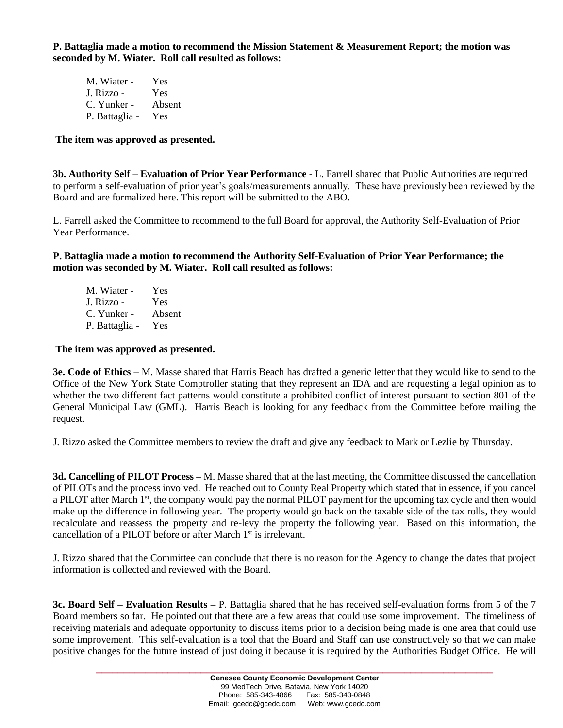**P. Battaglia made a motion to recommend the Mission Statement & Measurement Report; the motion was seconded by M. Wiater. Roll call resulted as follows:**

M. Wiater - Yes
J. Rizzo - Yes
C. Yunker - Absent
P. Battaglia - Yes

**The item was approved as presented.**

**3b. Authority Self – Evaluation of Prior Year Performance -** L. Farrell shared that Public Authorities are required to perform a self-evaluation of prior year's goals/measurements annually. These have previously been reviewed by the Board and are formalized here. This report will be submitted to the ABO.

L. Farrell asked the Committee to recommend to the full Board for approval, the Authority Self-Evaluation of Prior Year Performance.

**P. Battaglia made a motion to recommend the Authority Self-Evaluation of Prior Year Performance; the motion was seconded by M. Wiater. Roll call resulted as follows:**

M. Wiater - Yes
J. Rizzo - Yes
C. Yunker - Absent
P. Battaglia - Yes

**The item was approved as presented.**

**3e. Code of Ethics –** M. Masse shared that Harris Beach has drafted a generic letter that they would like to send to the Office of the New York State Comptroller stating that they represent an IDA and are requesting a legal opinion as to whether the two different fact patterns would constitute a prohibited conflict of interest pursuant to section 801 of the General Municipal Law (GML). Harris Beach is looking for any feedback from the Committee before mailing the request.

J. Rizzo asked the Committee members to review the draft and give any feedback to Mark or Lezlie by Thursday.

**3d. Cancelling of PILOT Process –** M. Masse shared that at the last meeting, the Committee discussed the cancellation of PILOTs and the process involved. He reached out to County Real Property which stated that in essence, if you cancel a PILOT after March 1st, the company would pay the normal PILOT payment for the upcoming tax cycle and then would make up the difference in following year. The property would go back on the taxable side of the tax rolls, they would recalculate and reassess the property and re-levy the property the following year. Based on this information, the cancellation of a PILOT before or after March 1st is irrelevant.

J. Rizzo shared that the Committee can conclude that there is no reason for the Agency to change the dates that project information is collected and reviewed with the Board.

**3c. Board Self – Evaluation Results –** P. Battaglia shared that he has received self-evaluation forms from 5 of the 7 Board members so far. He pointed out that there are a few areas that could use some improvement. The timeliness of receiving materials and adequate opportunity to discuss items prior to a decision being made is one area that could use some improvement. This self-evaluation is a tool that the Board and Staff can use constructively so that we can make positive changes for the future instead of just doing it because it is required by the Authorities Budget Office. He will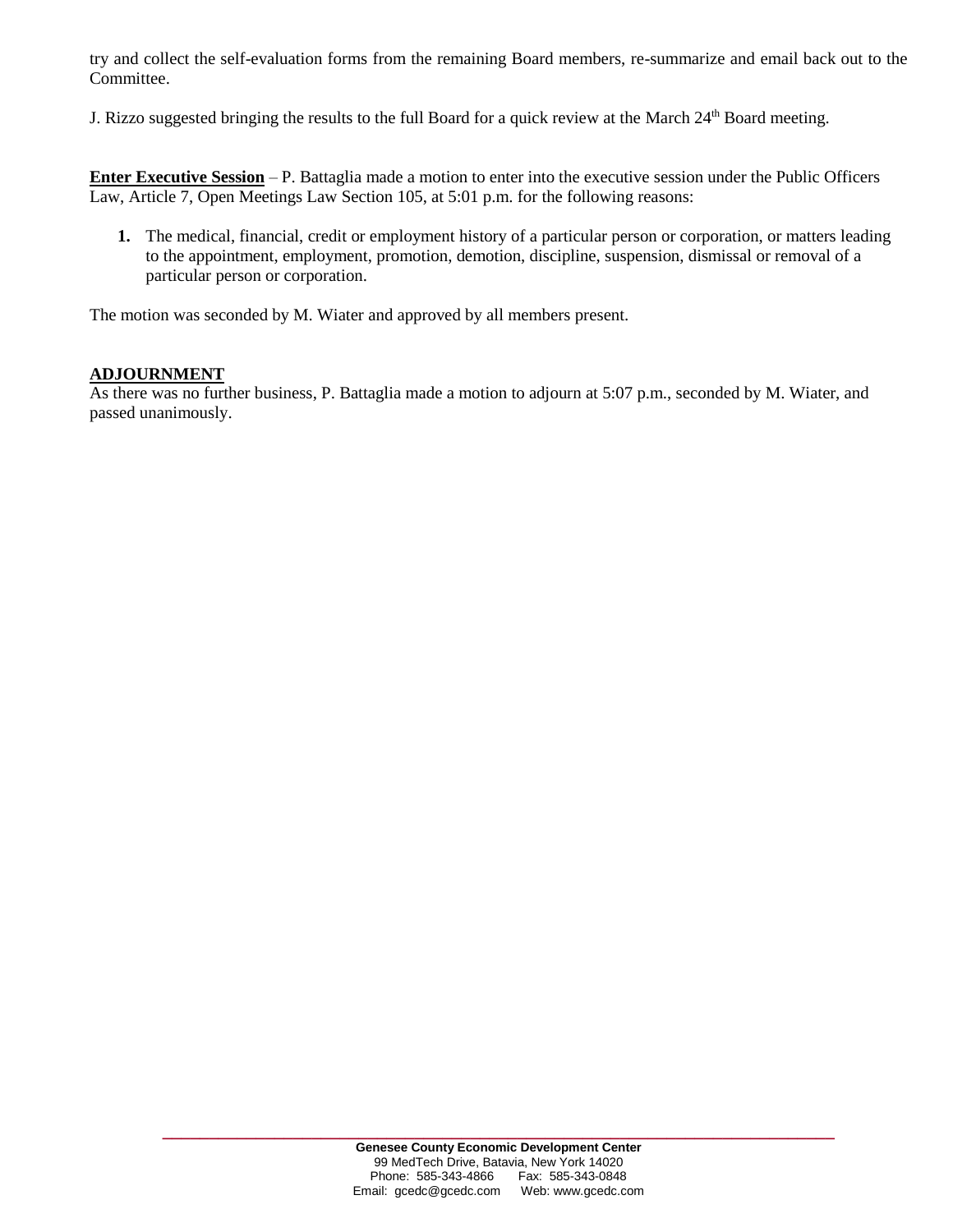try and collect the self-evaluation forms from the remaining Board members, re-summarize and email back out to the Committee.

J. Rizzo suggested bringing the results to the full Board for a quick review at the March 24th Board meeting.

**Enter Executive Session** – P. Battaglia made a motion to enter into the executive session under the Public Officers Law, Article 7, Open Meetings Law Section 105, at 5:01 p.m. for the following reasons:

1. The medical, financial, credit or employment history of a particular person or corporation, or matters leading to the appointment, employment, promotion, demotion, discipline, suspension, dismissal or removal of a particular person or corporation.

The motion was seconded by M. Wiater and approved by all members present.

**ADJOURNMENT**

As there was no further business, P. Battaglia made a motion to adjourn at 5:07 p.m., seconded by M. Wiater, and passed unanimously.